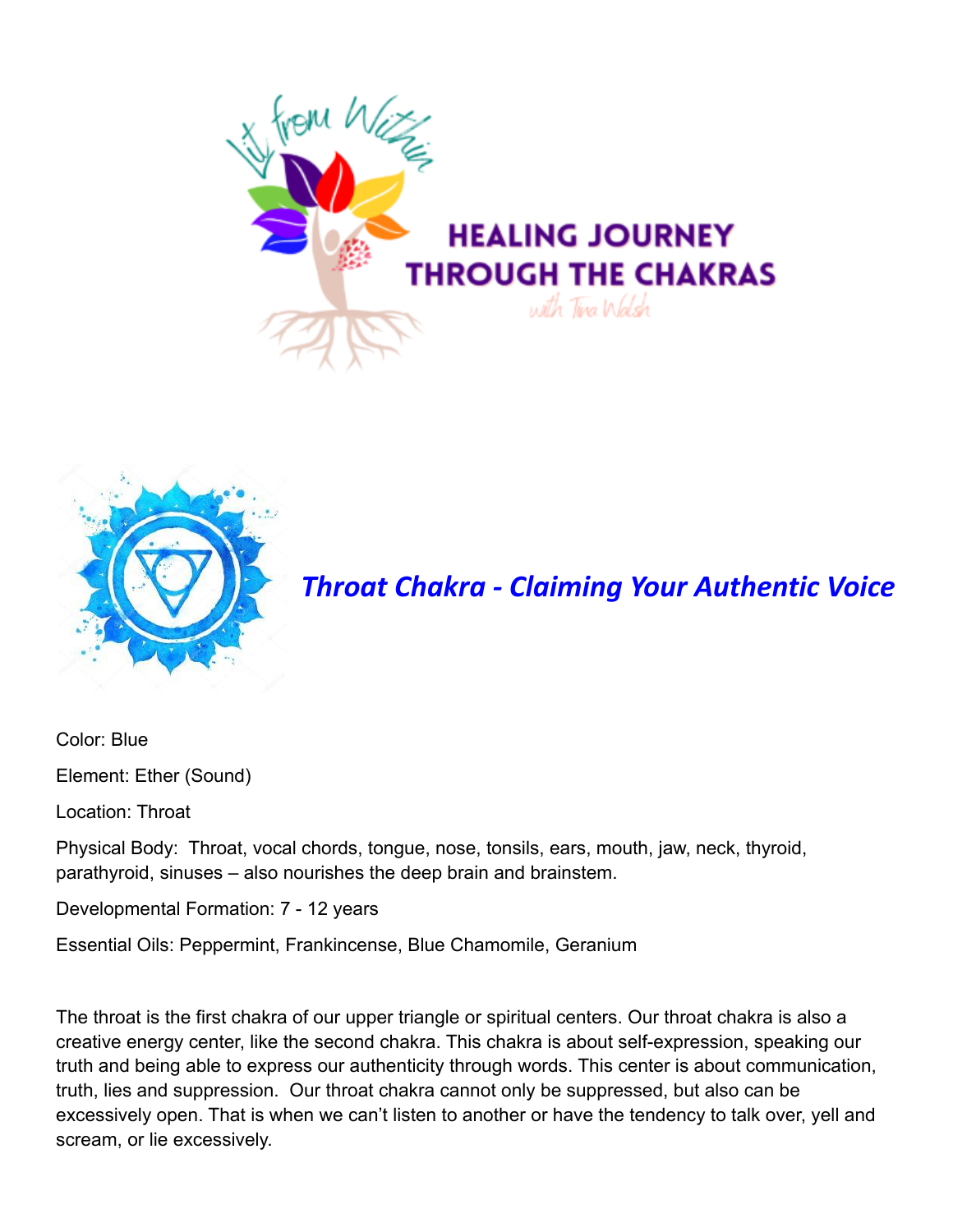# HEALING JOURNEY THROUGH THE CHAKRAS

Lit from Within

with Tina Walsh

## *Throat Chakra - Claiming Your Authentic Voice*

Color: Blue

Element: Ether (Sound)

Location: Throat

Physical Body: Throat, vocal chords, tongue, nose, tonsils, ears, mouth, jaw, neck, thyroid, parathyroid, sinuses – also nourishes the deep brain and brainstem.

Developmental Formation: 7 - 12 years

Essential Oils: Peppermint, Frankincense, Blue Chamomile, Geranium

The throat is the first chakra of our upper triangle or spiritual centers. Our throat chakra is also a creative energy center, like the second chakra. This chakra is about self-expression, speaking our truth and being able to express our authenticity through words. This center is about communication, truth, lies and suppression. Our throat chakra cannot only be suppressed, but also can be excessively open. That is when we can't listen to another or have the tendency to talk over, yell and scream, or lie excessively.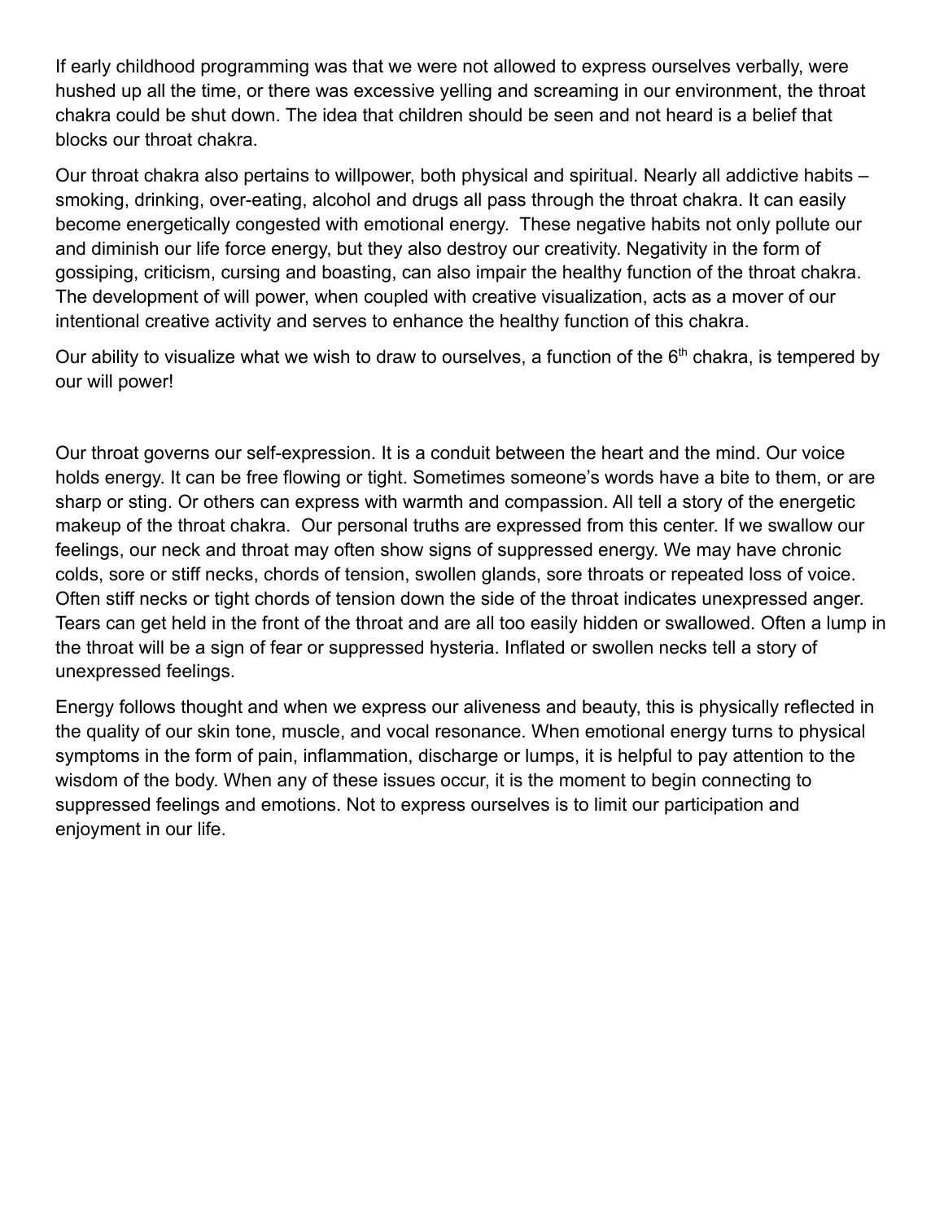If early childhood programming was that we were not allowed to express ourselves verbally, were hushed up all the time, or there was excessive yelling and screaming in our environment, the throat chakra could be shut down. The idea that children should be seen and not heard is a belief that blocks our throat chakra.

Our throat chakra also pertains to willpower, both physical and spiritual. Nearly all addictive habits – smoking, drinking, over-eating, alcohol and drugs all pass through the throat chakra. It can easily become energetically congested with emotional energy. These negative habits not only pollute our and diminish our life force energy, but they also destroy our creativity. Negativity in the form of gossiping, criticism, cursing and boasting, can also impair the healthy function of the throat chakra. The development of will power, when coupled with creative visualization, acts as a mover of our intentional creative activity and serves to enhance the healthy function of this chakra.

Our ability to visualize what we wish to draw to ourselves, a function of the 6th chakra, is tempered by our will power!

Our throat governs our self-expression. It is a conduit between the heart and the mind. Our voice holds energy. It can be free flowing or tight. Sometimes someone's words have a bite to them, or are sharp or sting. Or others can express with warmth and compassion. All tell a story of the energetic makeup of the throat chakra. Our personal truths are expressed from this center. If we swallow our feelings, our neck and throat may often show signs of suppressed energy. We may have chronic colds, sore or stiff necks, chords of tension, swollen glands, sore throats or repeated loss of voice. Often stiff necks or tight chords of tension down the side of the throat indicates unexpressed anger. Tears can get held in the front of the throat and are all too easily hidden or swallowed. Often a lump in the throat will be a sign of fear or suppressed hysteria. Inflated or swollen necks tell a story of unexpressed feelings.

Energy follows thought and when we express our aliveness and beauty, this is physically reflected in the quality of our skin tone, muscle, and vocal resonance. When emotional energy turns to physical symptoms in the form of pain, inflammation, discharge or lumps, it is helpful to pay attention to the wisdom of the body. When any of these issues occur, it is the moment to begin connecting to suppressed feelings and emotions. Not to express ourselves is to limit our participation and enjoyment in our life.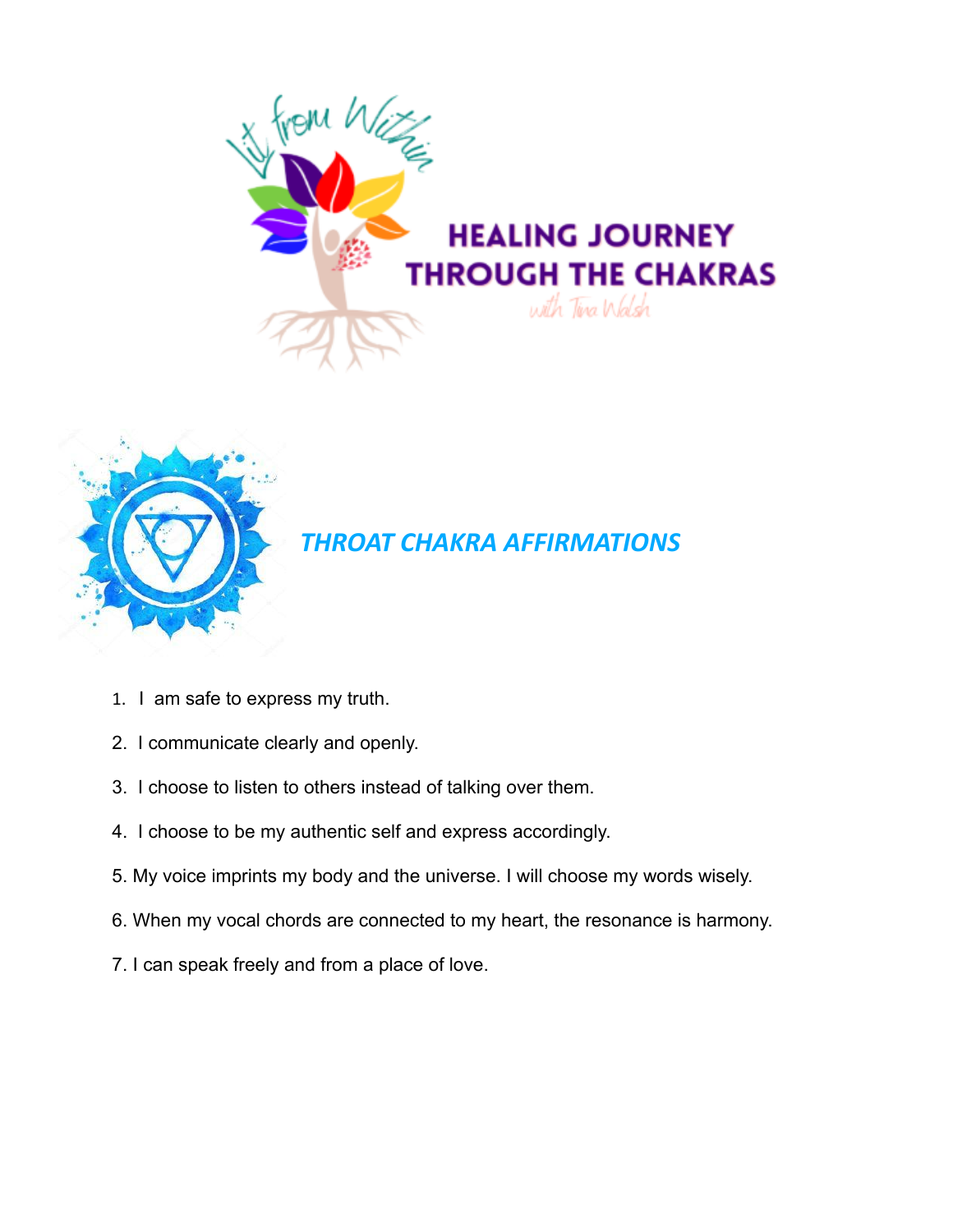Lit from Within

# HEALING JOURNEY THROUGH THE CHAKRAS

with Tina Walsh

## *THROAT CHAKRA AFFIRMATIONS*

1. I am safe to express my truth.
2. I communicate clearly and openly.
3. I choose to listen to others instead of talking over them.
4. I choose to be my authentic self and express accordingly.
5. My voice imprints my body and the universe. I will choose my words wisely.
6. When my vocal chords are connected to my heart, the resonance is harmony.
7. I can speak freely and from a place of love.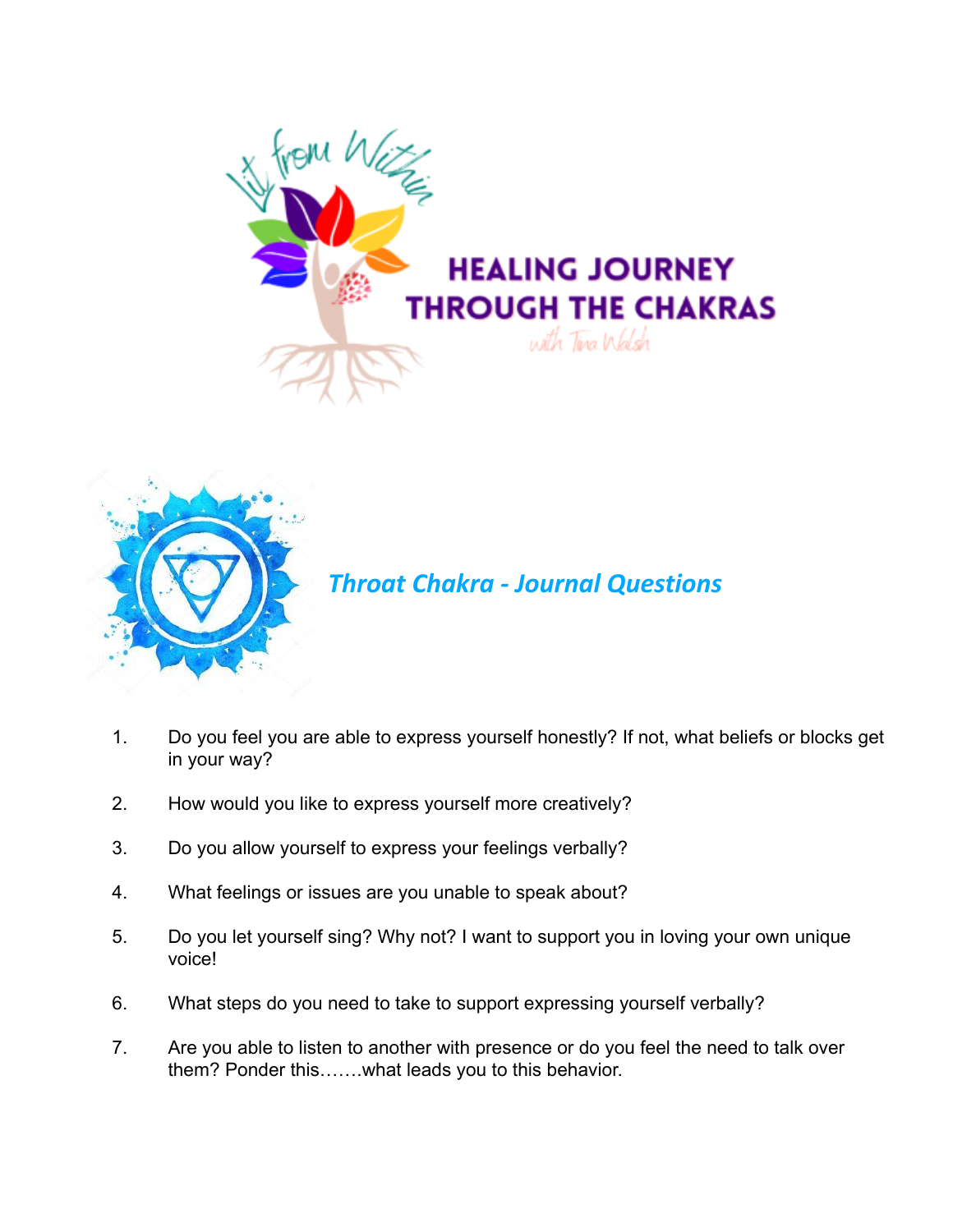# HEALING JOURNEY THROUGH THE CHAKRAS

Lit from Within

with Tina Walsh

## *Throat Chakra - Journal Questions*

1. Do you feel you are able to express yourself honestly? If not, what beliefs or blocks get in your way?

2. How would you like to express yourself more creatively?

3. Do you allow yourself to express your feelings verbally?

4. What feelings or issues are you unable to speak about?

5. Do you let yourself sing? Why not? I want to support you in loving your own unique voice!

6. What steps do you need to take to support expressing yourself verbally?

7. Are you able to listen to another with presence or do you feel the need to talk over them? Ponder this…….what leads you to this behavior.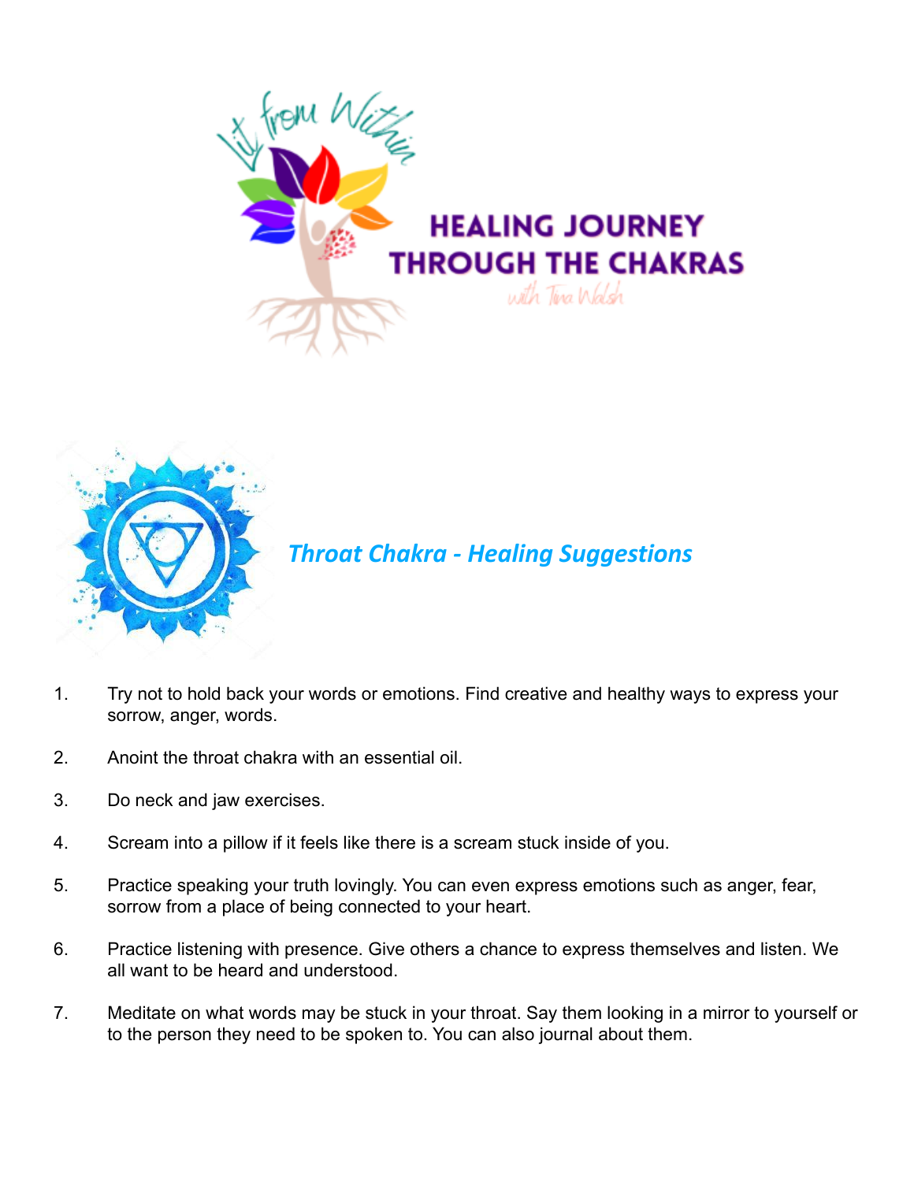Lit from Within

# HEALING JOURNEY THROUGH THE CHAKRAS

with Tina Walsh

## *Throat Chakra - Healing Suggestions*

1. Try not to hold back your words or emotions. Find creative and healthy ways to express your sorrow, anger, words.
2. Anoint the throat chakra with an essential oil.
3. Do neck and jaw exercises.
4. Scream into a pillow if it feels like there is a scream stuck inside of you.
5. Practice speaking your truth lovingly. You can even express emotions such as anger, fear, sorrow from a place of being connected to your heart.
6. Practice listening with presence. Give others a chance to express themselves and listen. We all want to be heard and understood.
7. Meditate on what words may be stuck in your throat. Say them looking in a mirror to yourself or to the person they need to be spoken to. You can also journal about them.